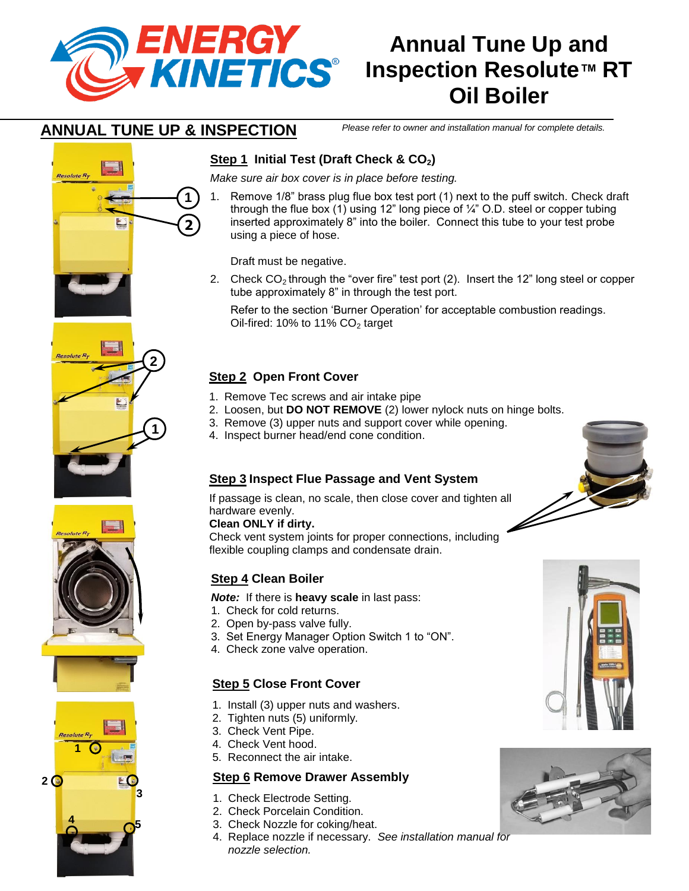# Annual Tune Up and Inspection Resolute™ RT Oil Boiler

## ANNUAL TUNE UP & INSPECTION

*Please refer to owner and installation manual for complete details.*

### Step 1 Initial Test (Draft Check & $CO_2$)

*Make sure air box cover is in place before testing.*

1. Remove 1/8" brass plug flue box test port (1) next to the puff switch. Check draft through the flue box (1) using 12" long piece of ¼" O.D. steel or copper tubing inserted approximately 8" into the boiler. Connect this tube to your test probe using a piece of hose.

   Draft must be negative.

2. Check $CO_2$ through the "over fire" test port (2). Insert the 12" long steel or copper tube approximately 8" in through the test port.

   Refer to the section 'Burner Operation' for acceptable combustion readings. Oil-fired: 10% to 11% $CO_2$ target

### Step 2 Open Front Cover

1. Remove Tec screws and air intake pipe
2. Loosen, but **DO NOT REMOVE** (2) lower nylock nuts on hinge bolts.
3. Remove (3) upper nuts and support cover while opening.
4. Inspect burner head/end cone condition.

### Step 3 Inspect Flue Passage and Vent System

If passage is clean, no scale, then close cover and tighten all hardware evenly.

**Clean ONLY if dirty.**

Check vent system joints for proper connections, including flexible coupling clamps and condensate drain.

### Step 4 Clean Boiler

***Note:*** If there is **heavy scale** in last pass:

1. Check for cold returns.
2. Open by-pass valve fully.
3. Set Energy Manager Option Switch 1 to "ON".
4. Check zone valve operation.

### Step 5 Close Front Cover

1. Install (3) upper nuts and washers.
2. Tighten nuts (5) uniformly.
3. Check Vent Pipe.
4. Check Vent hood.
5. Reconnect the air intake.

### Step 6 Remove Drawer Assembly

1. Check Electrode Setting.
2. Check Porcelain Condition.
3. Check Nozzle for coking/heat.
4. Replace nozzle if necessary. *See installation manual for nozzle selection.*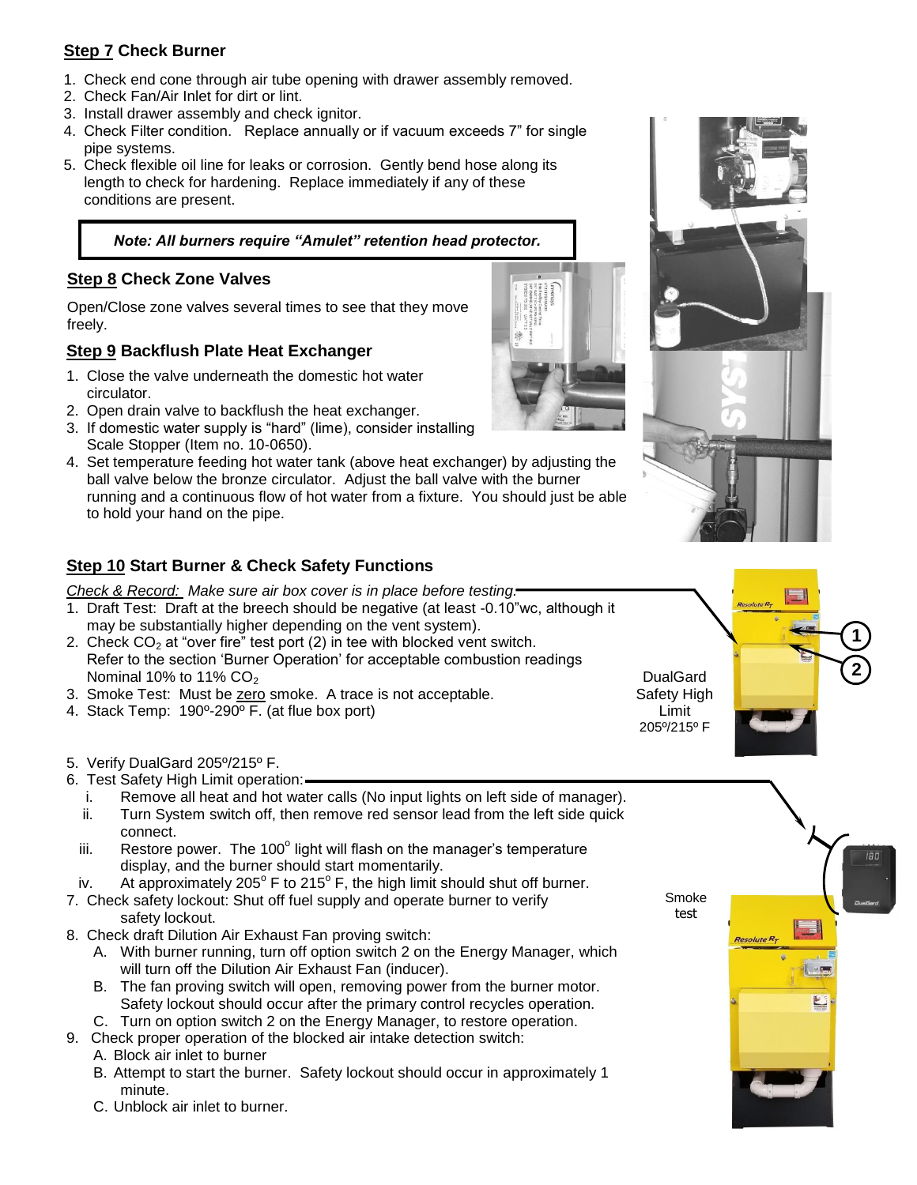**Step 7** **Check Burner**

1. Check end cone through air tube opening with drawer assembly removed.
2. Check Fan/Air Inlet for dirt or lint.
3. Install drawer assembly and check ignitor.
4. Check Filter condition. Replace annually or if vacuum exceeds 7" for single pipe systems.
5. Check flexible oil line for leaks or corrosion. Gently bend hose along its length to check for hardening. Replace immediately if any of these conditions are present.

> ***Note: All burners require "Amulet" retention head protector.***

**Step 8** **Check Zone Valves**

Open/Close zone valves several times to see that they move freely.

**Step 9** **Backflush Plate Heat Exchanger**

1. Close the valve underneath the domestic hot water circulator.
2. Open drain valve to backflush the heat exchanger.
3. If domestic water supply is "hard" (lime), consider installing Scale Stopper (Item no. 10-0650).
4. Set temperature feeding hot water tank (above heat exchanger) by adjusting the ball valve below the bronze circulator. Adjust the ball valve with the burner running and a continuous flow of hot water from a fixture. You should just be able to hold your hand on the pipe.

**Step 10** **Start Burner & Check Safety Functions**

*Check & Record:* *Make sure air box cover is in place before testing.*

1. Draft Test: Draft at the breech should be negative (at least -0.10"wc, although it may be substantially higher depending on the vent system).
2. Check $CO_2$ at "over fire" test port (2) in tee with blocked vent switch. Refer to the section 'Burner Operation' for acceptable combustion readings Nominal 10% to 11% $CO_2$
3. Smoke Test: Must be zero smoke. A trace is not acceptable.
4. Stack Temp: 190º-290º F. (at flue box port)
5. Verify DualGard 205º/215º F.
6. Test Safety High Limit operation:
   i. Remove all heat and hot water calls (No input lights on left side of manager).
   ii. Turn System switch off, then remove red sensor lead from the left side quick connect.
   iii. Restore power. The 100° light will flash on the manager's temperature display, and the burner should start momentarily.
   iv. At approximately 205° F to 215° F, the high limit should shut off burner.
7. Check safety lockout: Shut off fuel supply and operate burner to verify safety lockout.
8. Check draft Dilution Air Exhaust Fan proving switch:
   A. With burner running, turn off option switch 2 on the Energy Manager, which will turn off the Dilution Air Exhaust Fan (inducer).
   B. The fan proving switch will open, removing power from the burner motor. Safety lockout should occur after the primary control recycles operation.
   C. Turn on option switch 2 on the Energy Manager, to restore operation.
9. Check proper operation of the blocked air intake detection switch:
   A. Block air inlet to burner
   B. Attempt to start the burner. Safety lockout should occur in approximately 1 minute.
   C. Unblock air inlet to burner.

1

2

DualGard Safety High Limit 205º/215º F

Smoke test